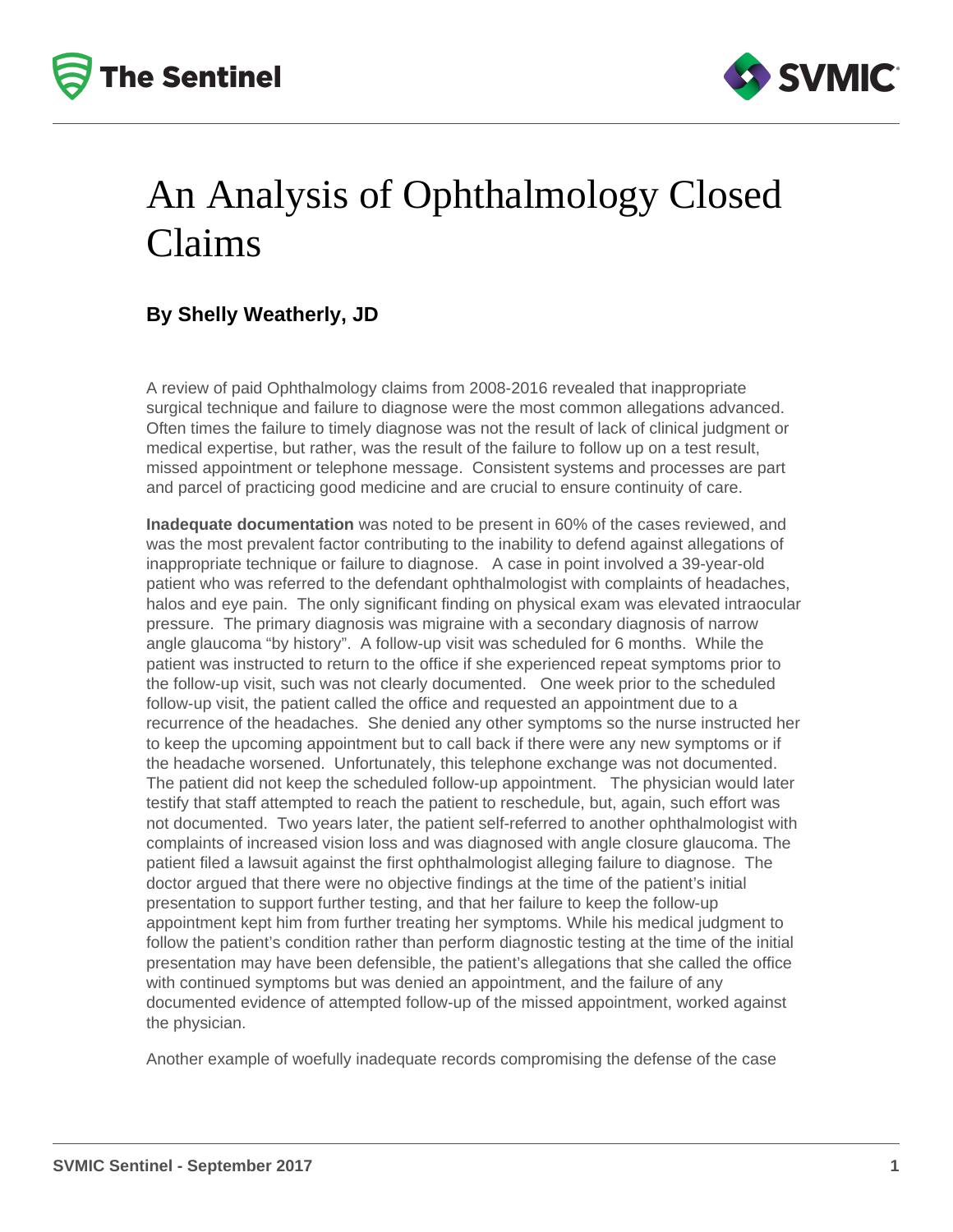# An Analysis of Ophthalmology Closed Claims

### By Shelly Weatherly, JD

A review of paid Ophthalmology claims from 2008-2016 revealed that inappropriate surgical technique and failure to diagnose were the most common allegations advanced. Often times the failure to timely diagnose was not the result of lack of clinical judgment or medical expertise, but rather, was the result of the failure to follow up on a test result, missed appointment or telephone message. Consistent systems and processes are part and parcel of practicing good medicine and are crucial to ensure continuity of care.

**Inadequate documentation** was noted to be present in 60% of the cases reviewed, and was the most prevalent factor contributing to the inability to defend against allegations of inappropriate technique or failure to diagnose. A case in point involved a 39-year-old patient who was referred to the defendant ophthalmologist with complaints of headaches, halos and eye pain. The only significant finding on physical exam was elevated intraocular pressure. The primary diagnosis was migraine with a secondary diagnosis of narrow angle glaucoma "by history". A follow-up visit was scheduled for 6 months. While the patient was instructed to return to the office if she experienced repeat symptoms prior to the follow-up visit, such was not clearly documented. One week prior to the scheduled follow-up visit, the patient called the office and requested an appointment due to a recurrence of the headaches. She denied any other symptoms so the nurse instructed her to keep the upcoming appointment but to call back if there were any new symptoms or if the headache worsened. Unfortunately, this telephone exchange was not documented. The patient did not keep the scheduled follow-up appointment. The physician would later testify that staff attempted to reach the patient to reschedule, but, again, such effort was not documented. Two years later, the patient self-referred to another ophthalmologist with complaints of increased vision loss and was diagnosed with angle closure glaucoma. The patient filed a lawsuit against the first ophthalmologist alleging failure to diagnose. The doctor argued that there were no objective findings at the time of the patient's initial presentation to support further testing, and that her failure to keep the follow-up appointment kept him from further treating her symptoms. While his medical judgment to follow the patient's condition rather than perform diagnostic testing at the time of the initial presentation may have been defensible, the patient's allegations that she called the office with continued symptoms but was denied an appointment, and the failure of any documented evidence of attempted follow-up of the missed appointment, worked against the physician.

Another example of woefully inadequate records compromising the defense of the case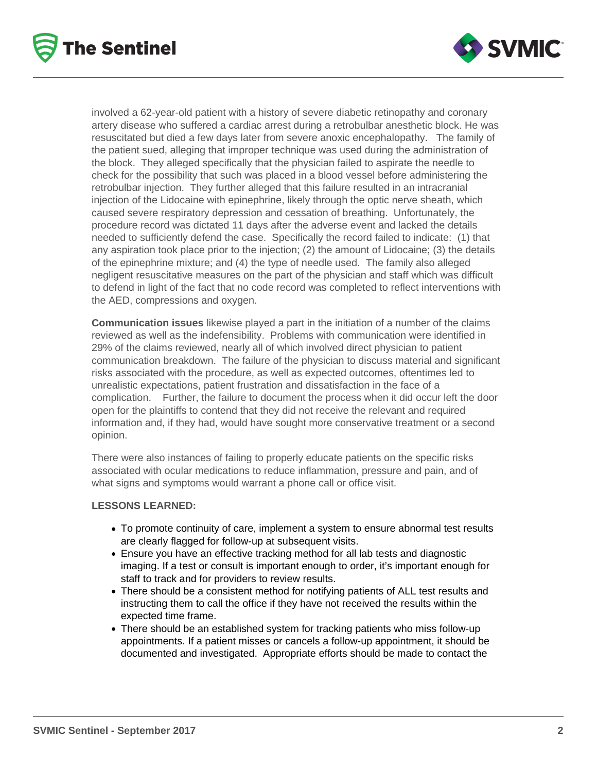involved a 62-year-old patient with a history of severe diabetic retinopathy and coronary artery disease who suffered a cardiac arrest during a retrobulbar anesthetic block. He was resuscitated but died a few days later from severe anoxic encephalopathy. The family of the patient sued, alleging that improper technique was used during the administration of the block. They alleged specifically that the physician failed to aspirate the needle to check for the possibility that such was placed in a blood vessel before administering the retrobulbar injection. They further alleged that this failure resulted in an intracranial injection of the Lidocaine with epinephrine, likely through the optic nerve sheath, which caused severe respiratory depression and cessation of breathing. Unfortunately, the procedure record was dictated 11 days after the adverse event and lacked the details needed to sufficiently defend the case. Specifically the record failed to indicate: (1) that any aspiration took place prior to the injection; (2) the amount of Lidocaine; (3) the details of the epinephrine mixture; and (4) the type of needle used. The family also alleged negligent resuscitative measures on the part of the physician and staff which was difficult to defend in light of the fact that no code record was completed to reflect interventions with the AED, compressions and oxygen.

**Communication issues** likewise played a part in the initiation of a number of the claims reviewed as well as the indefensibility. Problems with communication were identified in 29% of the claims reviewed, nearly all of which involved direct physician to patient communication breakdown. The failure of the physician to discuss material and significant risks associated with the procedure, as well as expected outcomes, oftentimes led to unrealistic expectations, patient frustration and dissatisfaction in the face of a complication. Further, the failure to document the process when it did occur left the door open for the plaintiffs to contend that they did not receive the relevant and required information and, if they had, would have sought more conservative treatment or a second opinion.

There were also instances of failing to properly educate patients on the specific risks associated with ocular medications to reduce inflammation, pressure and pain, and of what signs and symptoms would warrant a phone call or office visit.

**LESSONS LEARNED:**

- To promote continuity of care, implement a system to ensure abnormal test results are clearly flagged for follow-up at subsequent visits.
- Ensure you have an effective tracking method for all lab tests and diagnostic imaging. If a test or consult is important enough to order, it's important enough for staff to track and for providers to review results.
- There should be a consistent method for notifying patients of ALL test results and instructing them to call the office if they have not received the results within the expected time frame.
- There should be an established system for tracking patients who miss follow-up appointments. If a patient misses or cancels a follow-up appointment, it should be documented and investigated. Appropriate efforts should be made to contact the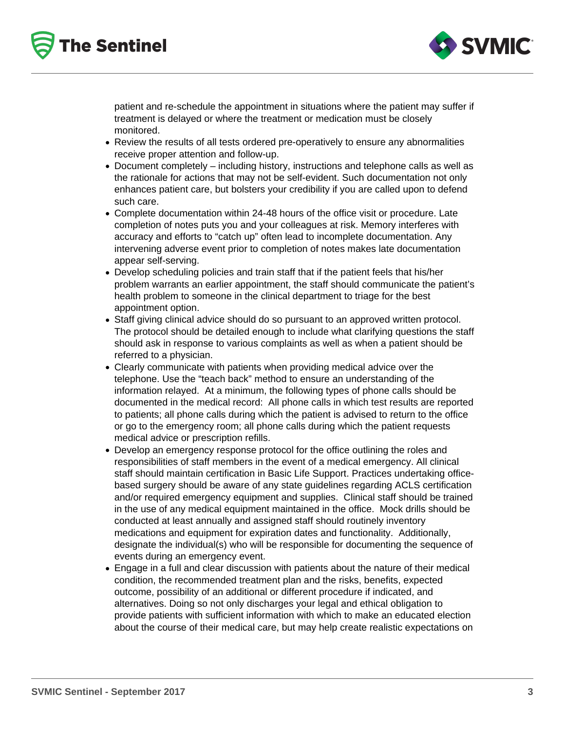patient and re-schedule the appointment in situations where the patient may suffer if treatment is delayed or where the treatment or medication must be closely monitored.

- Review the results of all tests ordered pre-operatively to ensure any abnormalities receive proper attention and follow-up.
- Document completely – including history, instructions and telephone calls as well as the rationale for actions that may not be self-evident. Such documentation not only enhances patient care, but bolsters your credibility if you are called upon to defend such care.
- Complete documentation within 24-48 hours of the office visit or procedure. Late completion of notes puts you and your colleagues at risk. Memory interferes with accuracy and efforts to "catch up" often lead to incomplete documentation. Any intervening adverse event prior to completion of notes makes late documentation appear self-serving.
- Develop scheduling policies and train staff that if the patient feels that his/her problem warrants an earlier appointment, the staff should communicate the patient's health problem to someone in the clinical department to triage for the best appointment option.
- Staff giving clinical advice should do so pursuant to an approved written protocol. The protocol should be detailed enough to include what clarifying questions the staff should ask in response to various complaints as well as when a patient should be referred to a physician.
- Clearly communicate with patients when providing medical advice over the telephone. Use the "teach back" method to ensure an understanding of the information relayed. At a minimum, the following types of phone calls should be documented in the medical record: All phone calls in which test results are reported to patients; all phone calls during which the patient is advised to return to the office or go to the emergency room; all phone calls during which the patient requests medical advice or prescription refills.
- Develop an emergency response protocol for the office outlining the roles and responsibilities of staff members in the event of a medical emergency. All clinical staff should maintain certification in Basic Life Support. Practices undertaking office-based surgery should be aware of any state guidelines regarding ACLS certification and/or required emergency equipment and supplies. Clinical staff should be trained in the use of any medical equipment maintained in the office. Mock drills should be conducted at least annually and assigned staff should routinely inventory medications and equipment for expiration dates and functionality. Additionally, designate the individual(s) who will be responsible for documenting the sequence of events during an emergency event.
- Engage in a full and clear discussion with patients about the nature of their medical condition, the recommended treatment plan and the risks, benefits, expected outcome, possibility of an additional or different procedure if indicated, and alternatives. Doing so not only discharges your legal and ethical obligation to provide patients with sufficient information with which to make an educated election about the course of their medical care, but may help create realistic expectations on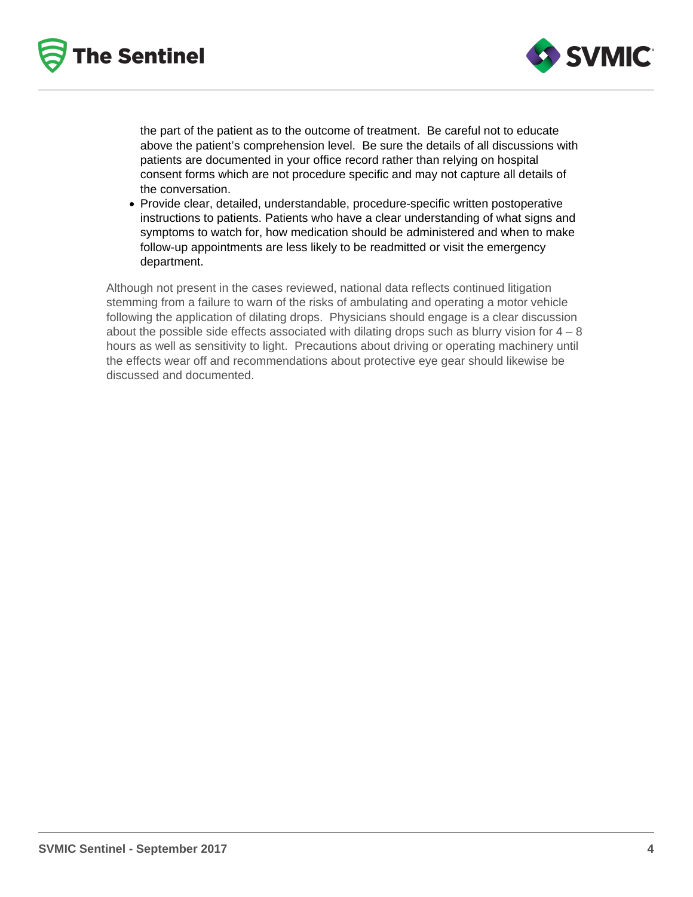the part of the patient as to the outcome of treatment. Be careful not to educate above the patient's comprehension level. Be sure the details of all discussions with patients are documented in your office record rather than relying on hospital consent forms which are not procedure specific and may not capture all details of the conversation.

- Provide clear, detailed, understandable, procedure-specific written postoperative instructions to patients. Patients who have a clear understanding of what signs and symptoms to watch for, how medication should be administered and when to make follow-up appointments are less likely to be readmitted or visit the emergency department.

Although not present in the cases reviewed, national data reflects continued litigation stemming from a failure to warn of the risks of ambulating and operating a motor vehicle following the application of dilating drops. Physicians should engage is a clear discussion about the possible side effects associated with dilating drops such as blurry vision for 4 – 8 hours as well as sensitivity to light. Precautions about driving or operating machinery until the effects wear off and recommendations about protective eye gear should likewise be discussed and documented.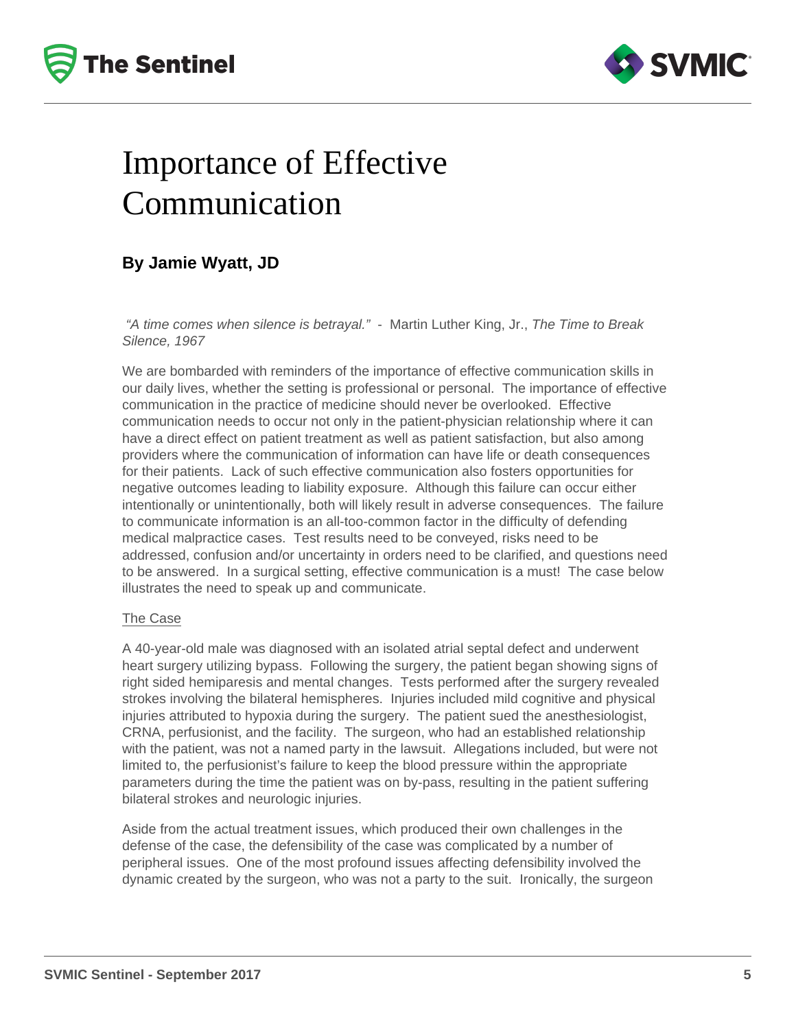# Importance of Effective Communication

**By Jamie Wyatt, JD**

*"A time comes when silence is betrayal."* - Martin Luther King, Jr., *The Time to Break Silence, 1967*

We are bombarded with reminders of the importance of effective communication skills in our daily lives, whether the setting is professional or personal. The importance of effective communication in the practice of medicine should never be overlooked. Effective communication needs to occur not only in the patient-physician relationship where it can have a direct effect on patient treatment as well as patient satisfaction, but also among providers where the communication of information can have life or death consequences for their patients. Lack of such effective communication also fosters opportunities for negative outcomes leading to liability exposure. Although this failure can occur either intentionally or unintentionally, both will likely result in adverse consequences. The failure to communicate information is an all-too-common factor in the difficulty of defending medical malpractice cases. Test results need to be conveyed, risks need to be addressed, confusion and/or uncertainty in orders need to be clarified, and questions need to be answered. In a surgical setting, effective communication is a must! The case below illustrates the need to speak up and communicate.

The Case

A 40-year-old male was diagnosed with an isolated atrial septal defect and underwent heart surgery utilizing bypass. Following the surgery, the patient began showing signs of right sided hemiparesis and mental changes. Tests performed after the surgery revealed strokes involving the bilateral hemispheres. Injuries included mild cognitive and physical injuries attributed to hypoxia during the surgery. The patient sued the anesthesiologist, CRNA, perfusionist, and the facility. The surgeon, who had an established relationship with the patient, was not a named party in the lawsuit. Allegations included, but were not limited to, the perfusionist's failure to keep the blood pressure within the appropriate parameters during the time the patient was on by-pass, resulting in the patient suffering bilateral strokes and neurologic injuries.

Aside from the actual treatment issues, which produced their own challenges in the defense of the case, the defensibility of the case was complicated by a number of peripheral issues. One of the most profound issues affecting defensibility involved the dynamic created by the surgeon, who was not a party to the suit. Ironically, the surgeon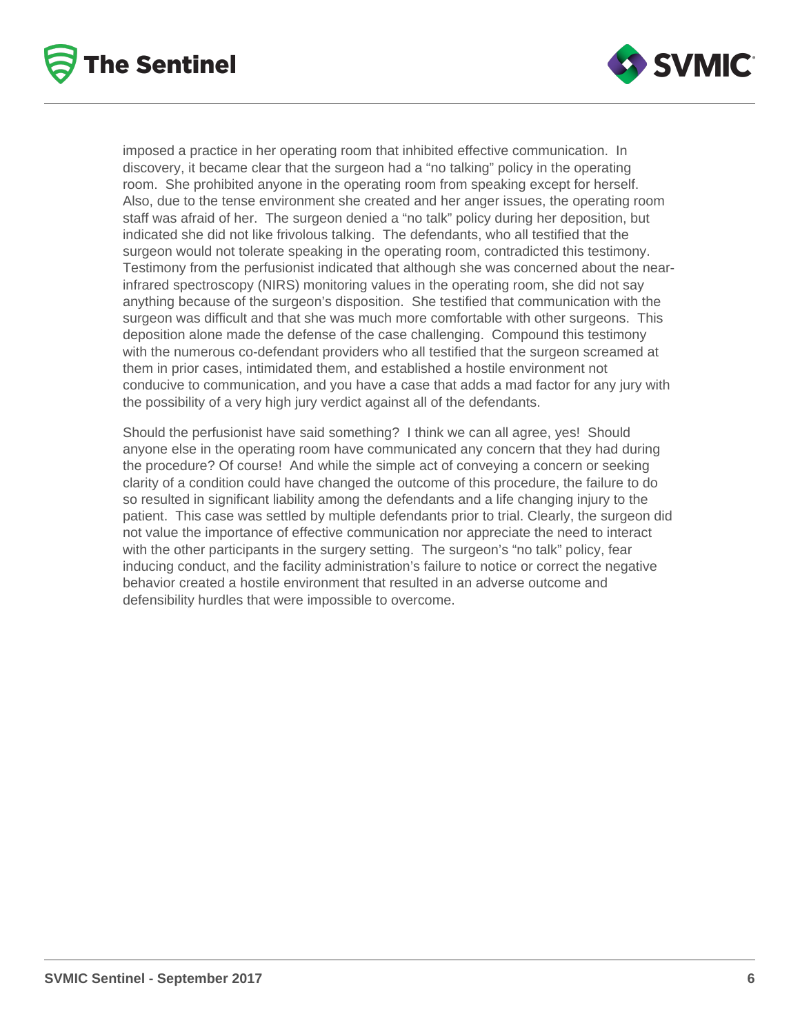imposed a practice in her operating room that inhibited effective communication. In discovery, it became clear that the surgeon had a "no talking" policy in the operating room. She prohibited anyone in the operating room from speaking except for herself. Also, due to the tense environment she created and her anger issues, the operating room staff was afraid of her. The surgeon denied a "no talk" policy during her deposition, but indicated she did not like frivolous talking. The defendants, who all testified that the surgeon would not tolerate speaking in the operating room, contradicted this testimony. Testimony from the perfusionist indicated that although she was concerned about the near-infrared spectroscopy (NIRS) monitoring values in the operating room, she did not say anything because of the surgeon's disposition. She testified that communication with the surgeon was difficult and that she was much more comfortable with other surgeons. This deposition alone made the defense of the case challenging. Compound this testimony with the numerous co-defendant providers who all testified that the surgeon screamed at them in prior cases, intimidated them, and established a hostile environment not conducive to communication, and you have a case that adds a mad factor for any jury with the possibility of a very high jury verdict against all of the defendants.

Should the perfusionist have said something? I think we can all agree, yes! Should anyone else in the operating room have communicated any concern that they had during the procedure? Of course! And while the simple act of conveying a concern or seeking clarity of a condition could have changed the outcome of this procedure, the failure to do so resulted in significant liability among the defendants and a life changing injury to the patient. This case was settled by multiple defendants prior to trial. Clearly, the surgeon did not value the importance of effective communication nor appreciate the need to interact with the other participants in the surgery setting. The surgeon's "no talk" policy, fear inducing conduct, and the facility administration's failure to notice or correct the negative behavior created a hostile environment that resulted in an adverse outcome and defensibility hurdles that were impossible to overcome.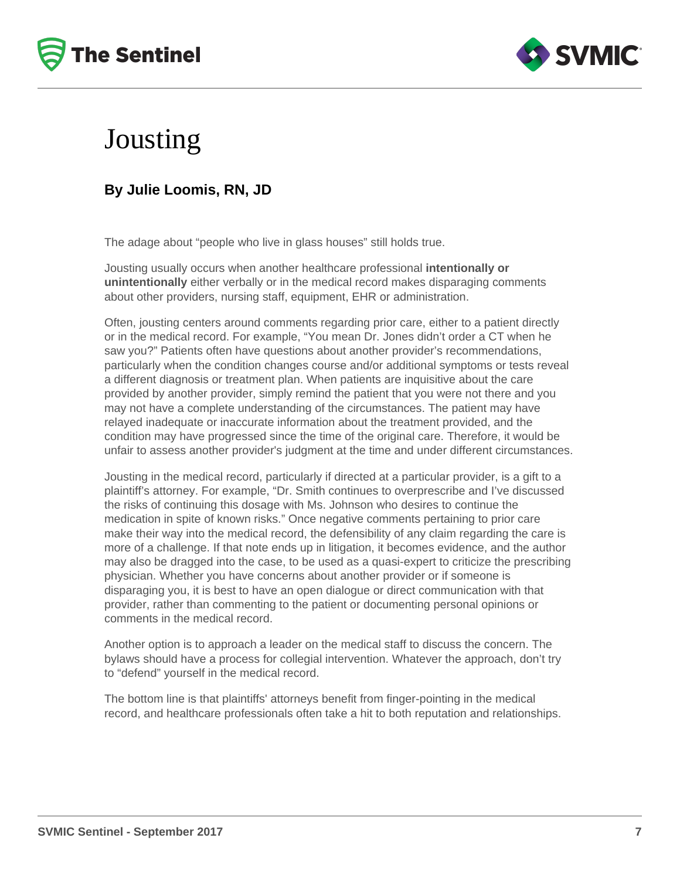# Jousting

### By Julie Loomis, RN, JD

The adage about "people who live in glass houses" still holds true.

Jousting usually occurs when another healthcare professional **intentionally or unintentionally** either verbally or in the medical record makes disparaging comments about other providers, nursing staff, equipment, EHR or administration.

Often, jousting centers around comments regarding prior care, either to a patient directly or in the medical record. For example, "You mean Dr. Jones didn't order a CT when he saw you?" Patients often have questions about another provider's recommendations, particularly when the condition changes course and/or additional symptoms or tests reveal a different diagnosis or treatment plan. When patients are inquisitive about the care provided by another provider, simply remind the patient that you were not there and you may not have a complete understanding of the circumstances. The patient may have relayed inadequate or inaccurate information about the treatment provided, and the condition may have progressed since the time of the original care. Therefore, it would be unfair to assess another provider's judgment at the time and under different circumstances.

Jousting in the medical record, particularly if directed at a particular provider, is a gift to a plaintiff's attorney. For example, "Dr. Smith continues to overprescribe and I've discussed the risks of continuing this dosage with Ms. Johnson who desires to continue the medication in spite of known risks." Once negative comments pertaining to prior care make their way into the medical record, the defensibility of any claim regarding the care is more of a challenge. If that note ends up in litigation, it becomes evidence, and the author may also be dragged into the case, to be used as a quasi-expert to criticize the prescribing physician. Whether you have concerns about another provider or if someone is disparaging you, it is best to have an open dialogue or direct communication with that provider, rather than commenting to the patient or documenting personal opinions or comments in the medical record.

Another option is to approach a leader on the medical staff to discuss the concern. The bylaws should have a process for collegial intervention. Whatever the approach, don't try to "defend" yourself in the medical record.

The bottom line is that plaintiffs' attorneys benefit from finger-pointing in the medical record, and healthcare professionals often take a hit to both reputation and relationships.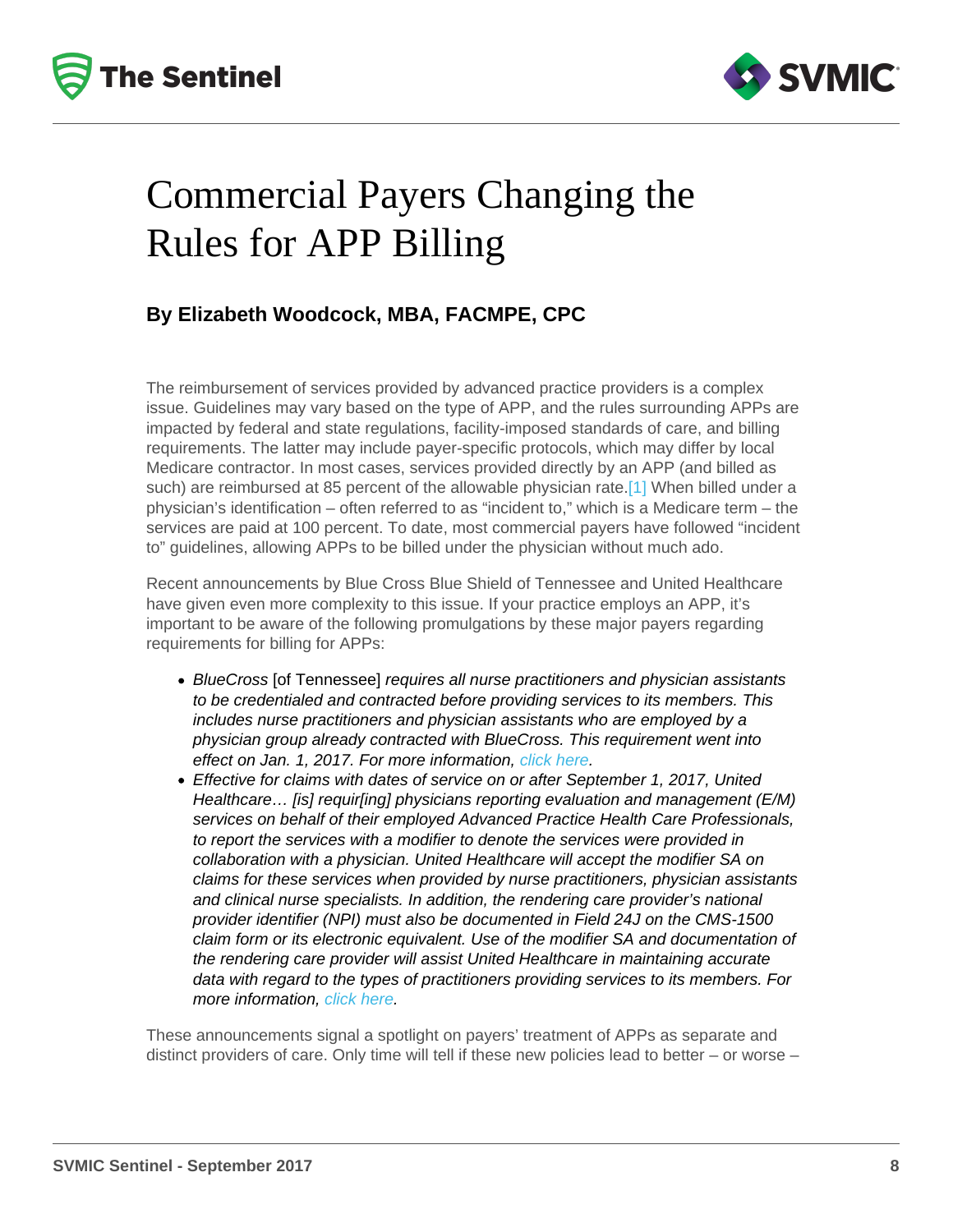# Commercial Payers Changing the Rules for APP Billing

### By Elizabeth Woodcock, MBA, FACMPE, CPC

The reimbursement of services provided by advanced practice providers is a complex issue. Guidelines may vary based on the type of APP, and the rules surrounding APPs are impacted by federal and state regulations, facility-imposed standards of care, and billing requirements. The latter may include payer-specific protocols, which may differ by local Medicare contractor. In most cases, services provided directly by an APP (and billed as such) are reimbursed at 85 percent of the allowable physician rate.[1] When billed under a physician's identification – often referred to as "incident to," which is a Medicare term – the services are paid at 100 percent. To date, most commercial payers have followed "incident to" guidelines, allowing APPs to be billed under the physician without much ado.

Recent announcements by Blue Cross Blue Shield of Tennessee and United Healthcare have given even more complexity to this issue. If your practice employs an APP, it's important to be aware of the following promulgations by these major payers regarding requirements for billing for APPs:

- *BlueCross* [of Tennessee] *requires all nurse practitioners and physician assistants to be credentialed and contracted before providing services to its members. This includes nurse practitioners and physician assistants who are employed by a physician group already contracted with BlueCross. This requirement went into effect on Jan. 1, 2017. For more information, click here.*
- *Effective for claims with dates of service on or after September 1, 2017, United Healthcare… [is] requir[ing] physicians reporting evaluation and management (E/M) services on behalf of their employed Advanced Practice Health Care Professionals, to report the services with a modifier to denote the services were provided in collaboration with a physician. United Healthcare will accept the modifier SA on claims for these services when provided by nurse practitioners, physician assistants and clinical nurse specialists. In addition, the rendering care provider's national provider identifier (NPI) must also be documented in Field 24J on the CMS-1500 claim form or its electronic equivalent. Use of the modifier SA and documentation of the rendering care provider will assist United Healthcare in maintaining accurate data with regard to the types of practitioners providing services to its members. For more information, click here.*

These announcements signal a spotlight on payers' treatment of APPs as separate and distinct providers of care. Only time will tell if these new policies lead to better – or worse –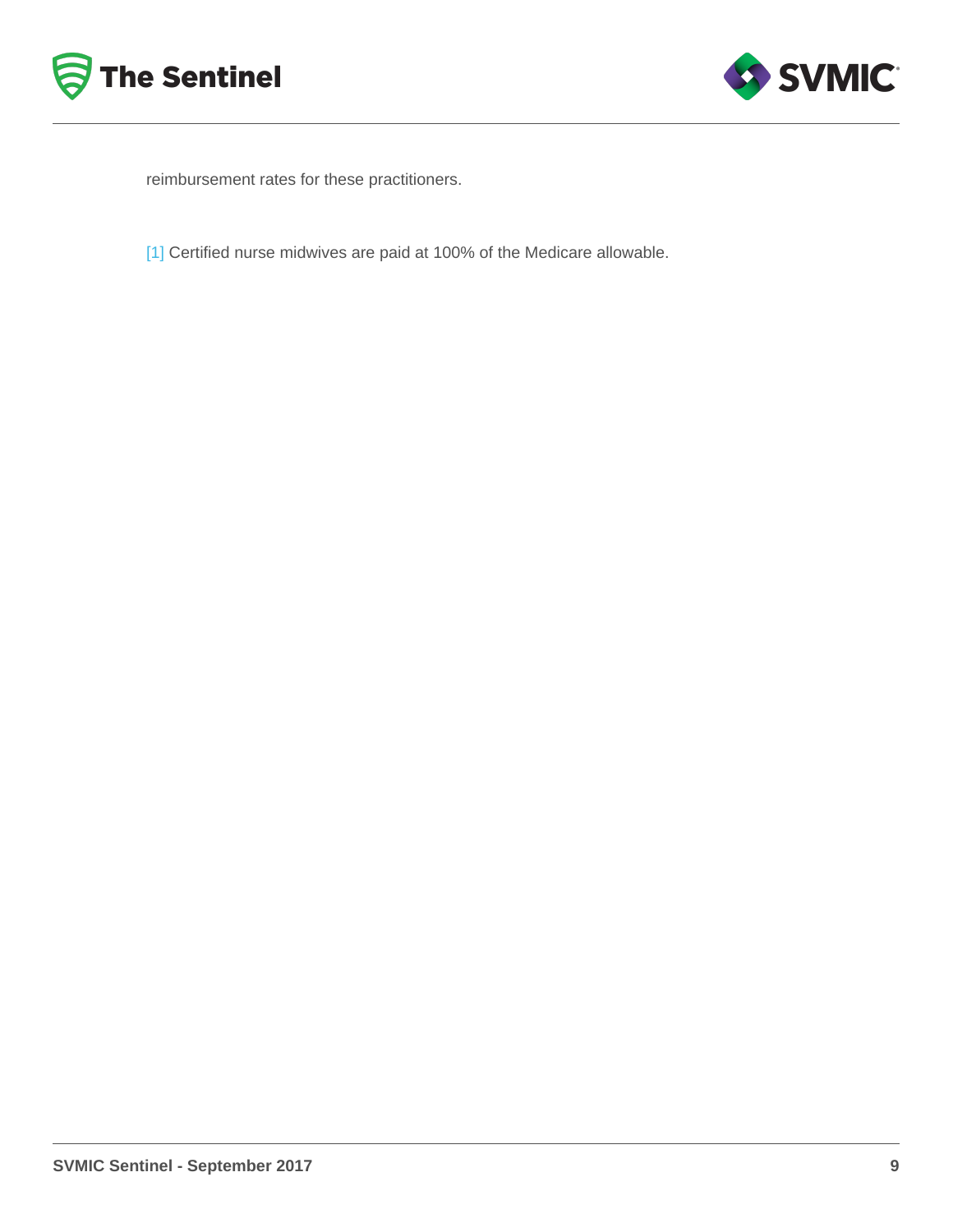reimbursement rates for these practitioners.

[1] Certified nurse midwives are paid at 100% of the Medicare allowable.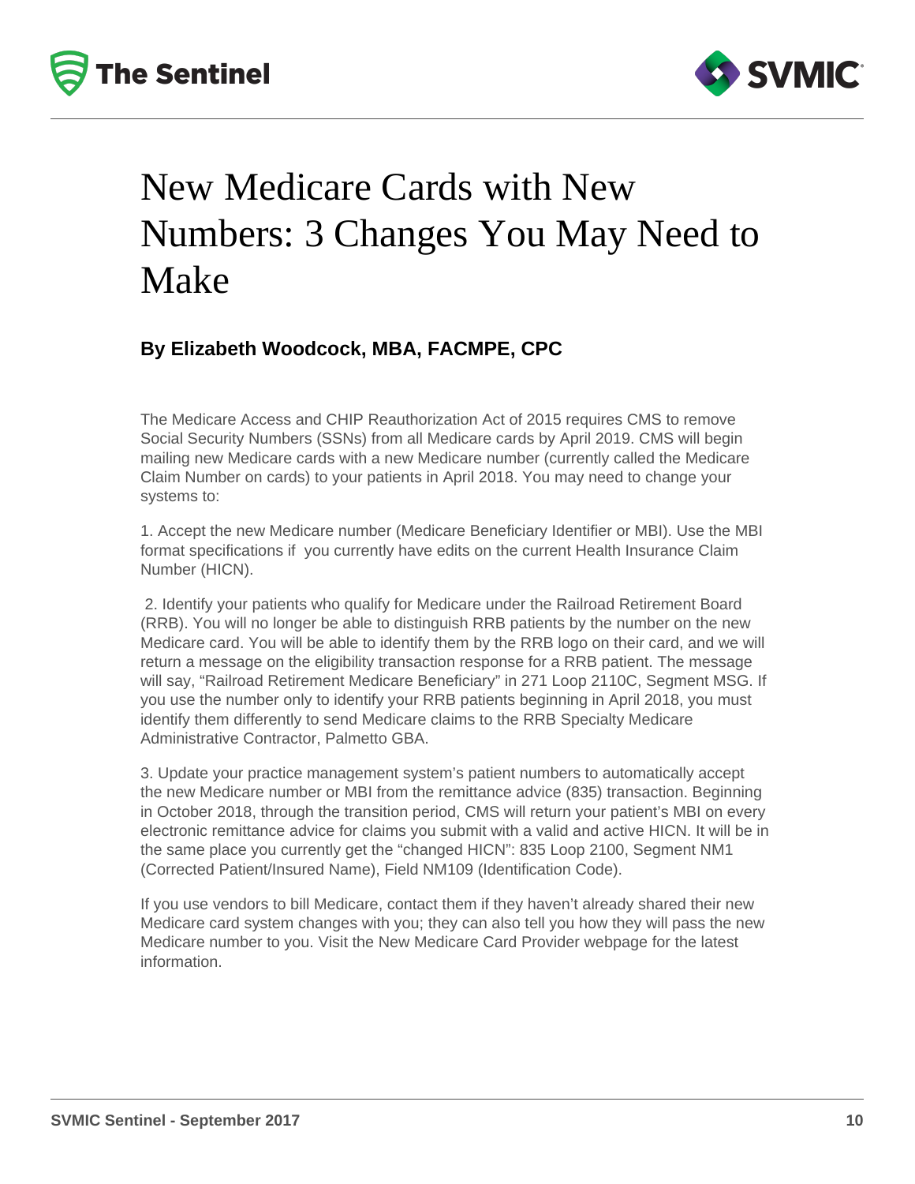# New Medicare Cards with New Numbers: 3 Changes You May Need to Make

### By Elizabeth Woodcock, MBA, FACMPE, CPC

The Medicare Access and CHIP Reauthorization Act of 2015 requires CMS to remove Social Security Numbers (SSNs) from all Medicare cards by April 2019. CMS will begin mailing new Medicare cards with a new Medicare number (currently called the Medicare Claim Number on cards) to your patients in April 2018. You may need to change your systems to:

1. Accept the new Medicare number (Medicare Beneficiary Identifier or MBI). Use the MBI format specifications if you currently have edits on the current Health Insurance Claim Number (HICN).

2. Identify your patients who qualify for Medicare under the Railroad Retirement Board (RRB). You will no longer be able to distinguish RRB patients by the number on the new Medicare card. You will be able to identify them by the RRB logo on their card, and we will return a message on the eligibility transaction response for a RRB patient. The message will say, "Railroad Retirement Medicare Beneficiary" in 271 Loop 2110C, Segment MSG. If you use the number only to identify your RRB patients beginning in April 2018, you must identify them differently to send Medicare claims to the RRB Specialty Medicare Administrative Contractor, Palmetto GBA.

3. Update your practice management system's patient numbers to automatically accept the new Medicare number or MBI from the remittance advice (835) transaction. Beginning in October 2018, through the transition period, CMS will return your patient's MBI on every electronic remittance advice for claims you submit with a valid and active HICN. It will be in the same place you currently get the "changed HICN": 835 Loop 2100, Segment NM1 (Corrected Patient/Insured Name), Field NM109 (Identification Code).

If you use vendors to bill Medicare, contact them if they haven't already shared their new Medicare card system changes with you; they can also tell you how they will pass the new Medicare number to you. Visit the New Medicare Card Provider webpage for the latest information.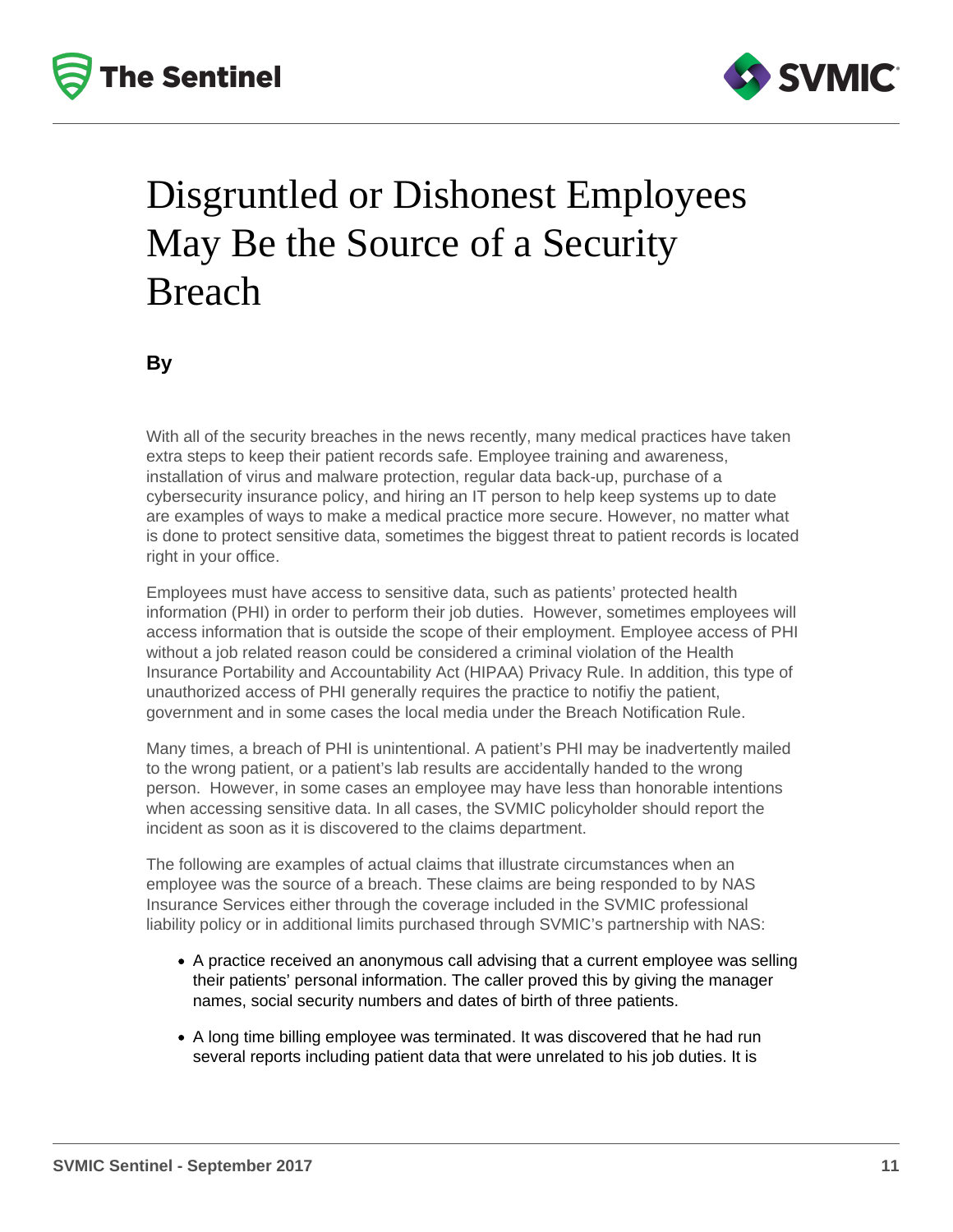# Disgruntled or Dishonest Employees May Be the Source of a Security Breach

**By**

With all of the security breaches in the news recently, many medical practices have taken extra steps to keep their patient records safe. Employee training and awareness, installation of virus and malware protection, regular data back-up, purchase of a cybersecurity insurance policy, and hiring an IT person to help keep systems up to date are examples of ways to make a medical practice more secure. However, no matter what is done to protect sensitive data, sometimes the biggest threat to patient records is located right in your office.

Employees must have access to sensitive data, such as patients' protected health information (PHI) in order to perform their job duties. However, sometimes employees will access information that is outside the scope of their employment. Employee access of PHI without a job related reason could be considered a criminal violation of the Health Insurance Portability and Accountability Act (HIPAA) Privacy Rule. In addition, this type of unauthorized access of PHI generally requires the practice to notifiy the patient, government and in some cases the local media under the Breach Notification Rule.

Many times, a breach of PHI is unintentional. A patient's PHI may be inadvertently mailed to the wrong patient, or a patient's lab results are accidentally handed to the wrong person. However, in some cases an employee may have less than honorable intentions when accessing sensitive data. In all cases, the SVMIC policyholder should report the incident as soon as it is discovered to the claims department.

The following are examples of actual claims that illustrate circumstances when an employee was the source of a breach. These claims are being responded to by NAS Insurance Services either through the coverage included in the SVMIC professional liability policy or in additional limits purchased through SVMIC's partnership with NAS:

- A practice received an anonymous call advising that a current employee was selling their patients' personal information. The caller proved this by giving the manager names, social security numbers and dates of birth of three patients.
- A long time billing employee was terminated. It was discovered that he had run several reports including patient data that were unrelated to his job duties. It is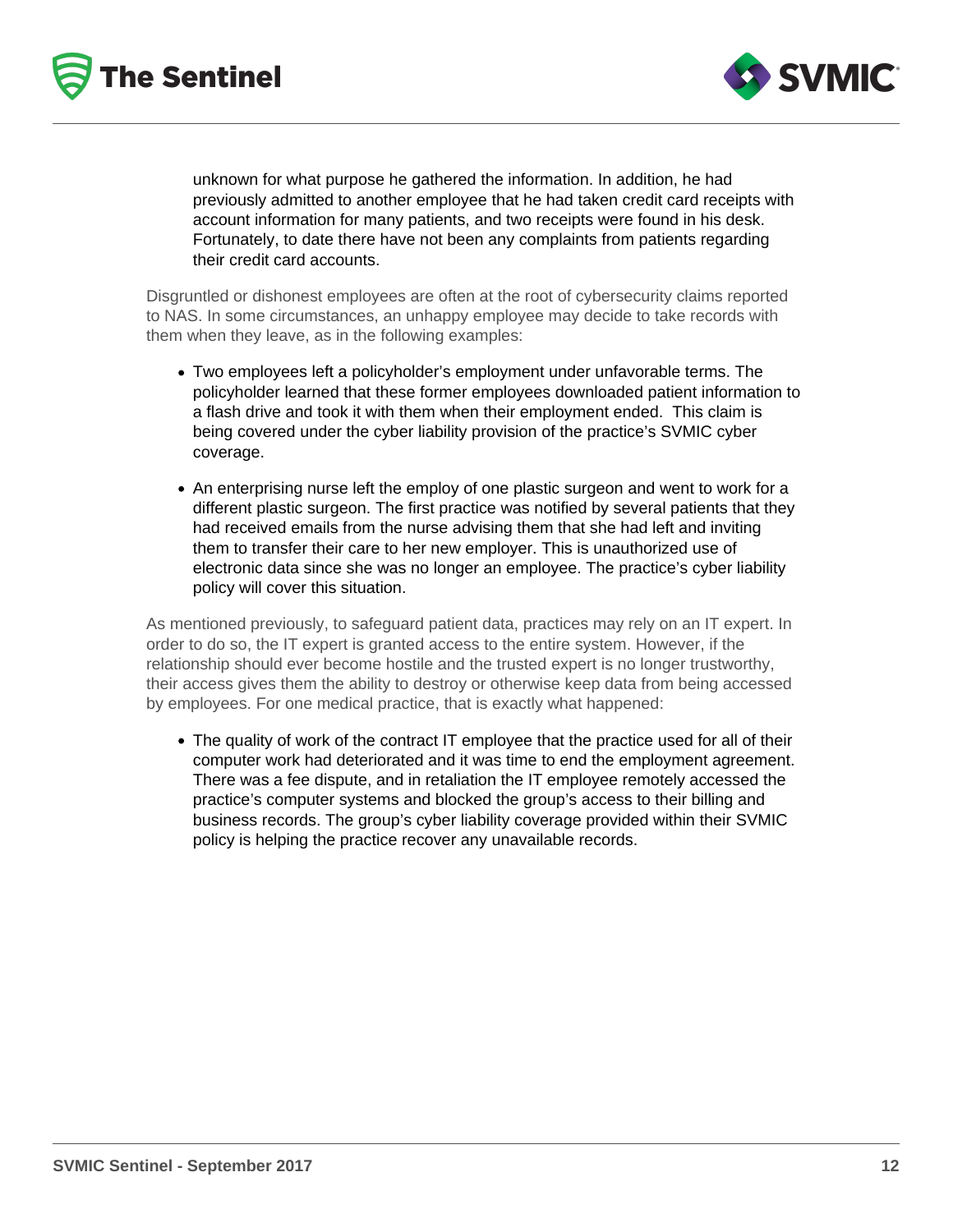unknown for what purpose he gathered the information. In addition, he had previously admitted to another employee that he had taken credit card receipts with account information for many patients, and two receipts were found in his desk. Fortunately, to date there have not been any complaints from patients regarding their credit card accounts.

Disgruntled or dishonest employees are often at the root of cybersecurity claims reported to NAS. In some circumstances, an unhappy employee may decide to take records with them when they leave, as in the following examples:

- Two employees left a policyholder's employment under unfavorable terms. The policyholder learned that these former employees downloaded patient information to a flash drive and took it with them when their employment ended. This claim is being covered under the cyber liability provision of the practice's SVMIC cyber coverage.
- An enterprising nurse left the employ of one plastic surgeon and went to work for a different plastic surgeon. The first practice was notified by several patients that they had received emails from the nurse advising them that she had left and inviting them to transfer their care to her new employer. This is unauthorized use of electronic data since she was no longer an employee. The practice's cyber liability policy will cover this situation.

As mentioned previously, to safeguard patient data, practices may rely on an IT expert. In order to do so, the IT expert is granted access to the entire system. However, if the relationship should ever become hostile and the trusted expert is no longer trustworthy, their access gives them the ability to destroy or otherwise keep data from being accessed by employees. For one medical practice, that is exactly what happened:

- The quality of work of the contract IT employee that the practice used for all of their computer work had deteriorated and it was time to end the employment agreement. There was a fee dispute, and in retaliation the IT employee remotely accessed the practice's computer systems and blocked the group's access to their billing and business records. The group's cyber liability coverage provided within their SVMIC policy is helping the practice recover any unavailable records.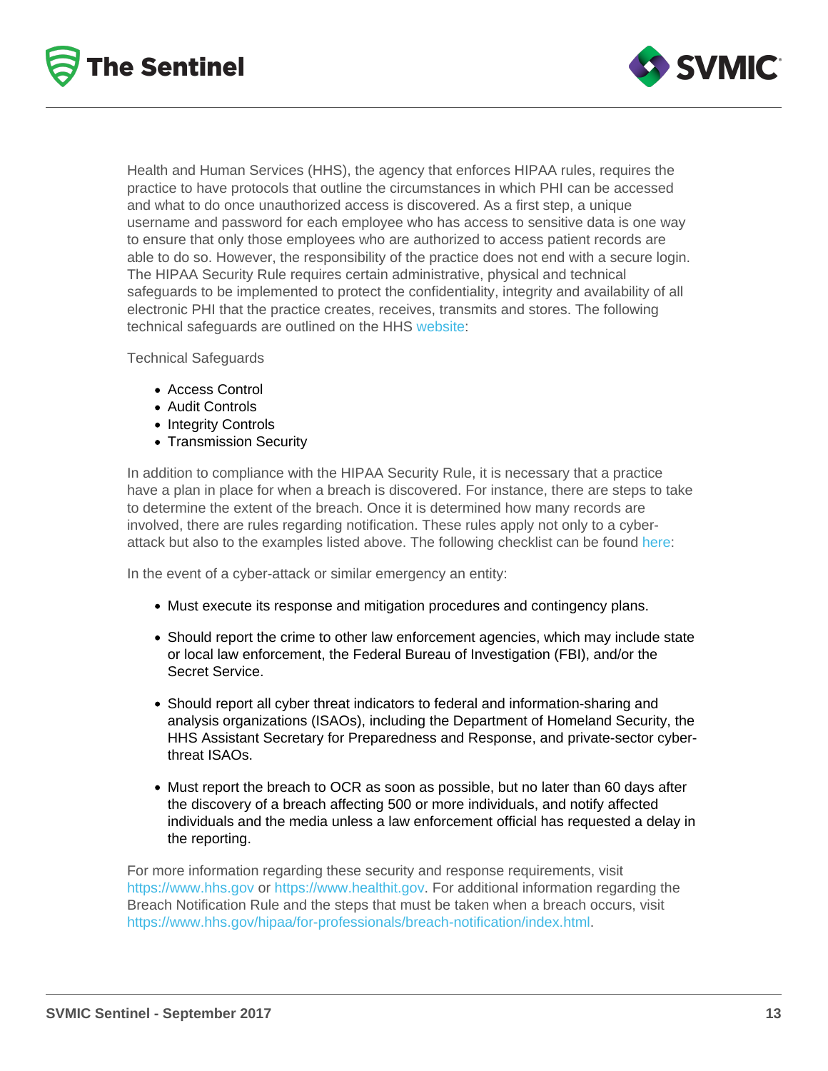Health and Human Services (HHS), the agency that enforces HIPAA rules, requires the practice to have protocols that outline the circumstances in which PHI can be accessed and what to do once unauthorized access is discovered. As a first step, a unique username and password for each employee who has access to sensitive data is one way to ensure that only those employees who are authorized to access patient records are able to do so. However, the responsibility of the practice does not end with a secure login. The HIPAA Security Rule requires certain administrative, physical and technical safeguards to be implemented to protect the confidentiality, integrity and availability of all electronic PHI that the practice creates, receives, transmits and stores. The following technical safeguards are outlined on the HHS website:

Technical Safeguards

- Access Control
- Audit Controls
- Integrity Controls
- Transmission Security

In addition to compliance with the HIPAA Security Rule, it is necessary that a practice have a plan in place for when a breach is discovered. For instance, there are steps to take to determine the extent of the breach. Once it is determined how many records are involved, there are rules regarding notification. These rules apply not only to a cyber-attack but also to the examples listed above. The following checklist can be found here:

In the event of a cyber-attack or similar emergency an entity:

- Must execute its response and mitigation procedures and contingency plans.
- Should report the crime to other law enforcement agencies, which may include state or local law enforcement, the Federal Bureau of Investigation (FBI), and/or the Secret Service.
- Should report all cyber threat indicators to federal and information-sharing and analysis organizations (ISAOs), including the Department of Homeland Security, the HHS Assistant Secretary for Preparedness and Response, and private-sector cyber-threat ISAOs.
- Must report the breach to OCR as soon as possible, but no later than 60 days after the discovery of a breach affecting 500 or more individuals, and notify affected individuals and the media unless a law enforcement official has requested a delay in the reporting.

For more information regarding these security and response requirements, visit https://www.hhs.gov or https://www.healthit.gov. For additional information regarding the Breach Notification Rule and the steps that must be taken when a breach occurs, visit https://www.hhs.gov/hipaa/for-professionals/breach-notification/index.html.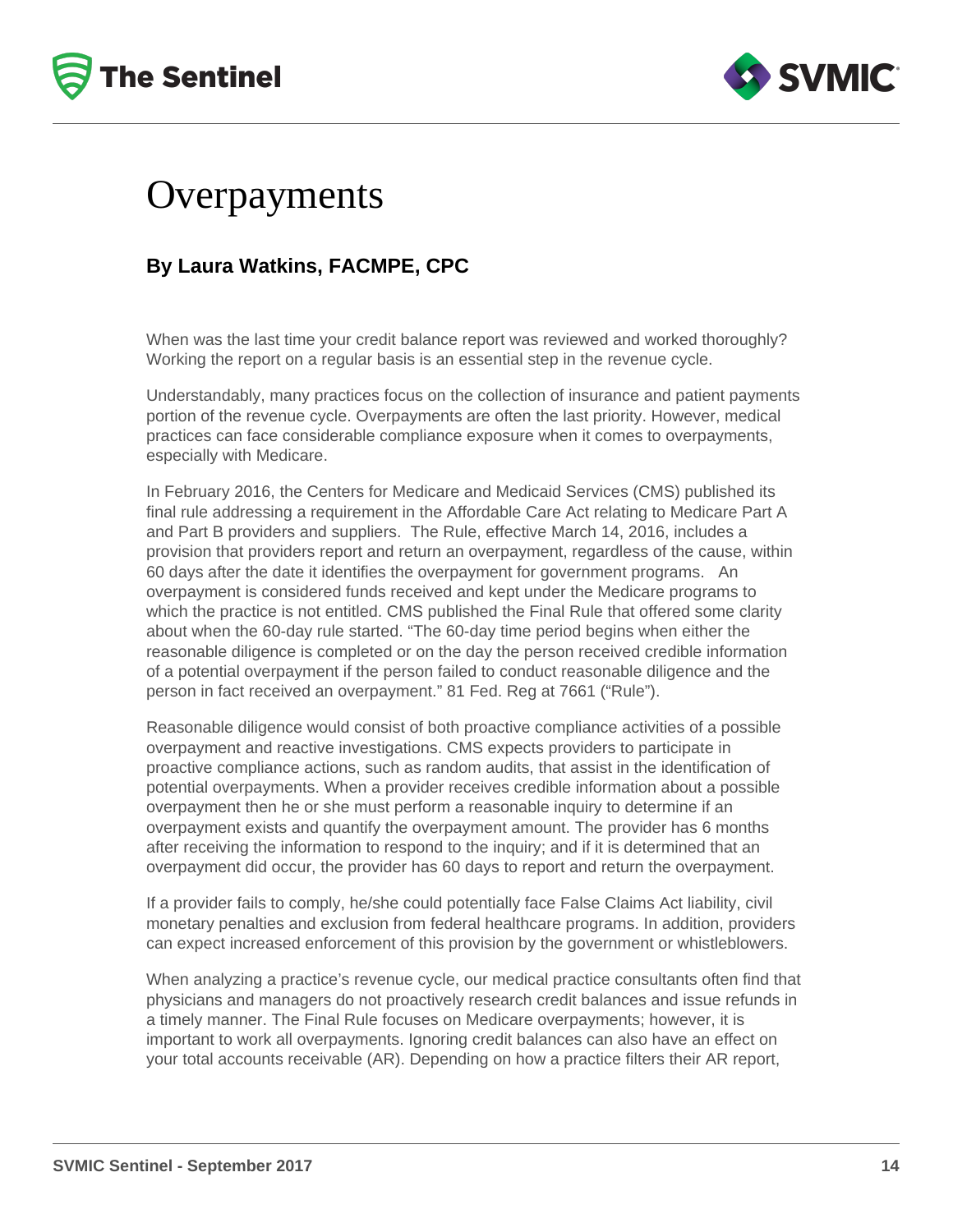# Overpayments

**By Laura Watkins, FACMPE, CPC**

When was the last time your credit balance report was reviewed and worked thoroughly? Working the report on a regular basis is an essential step in the revenue cycle.

Understandably, many practices focus on the collection of insurance and patient payments portion of the revenue cycle. Overpayments are often the last priority. However, medical practices can face considerable compliance exposure when it comes to overpayments, especially with Medicare.

In February 2016, the Centers for Medicare and Medicaid Services (CMS) published its final rule addressing a requirement in the Affordable Care Act relating to Medicare Part A and Part B providers and suppliers. The Rule, effective March 14, 2016, includes a provision that providers report and return an overpayment, regardless of the cause, within 60 days after the date it identifies the overpayment for government programs. An overpayment is considered funds received and kept under the Medicare programs to which the practice is not entitled. CMS published the Final Rule that offered some clarity about when the 60-day rule started. "The 60-day time period begins when either the reasonable diligence is completed or on the day the person received credible information of a potential overpayment if the person failed to conduct reasonable diligence and the person in fact received an overpayment." 81 Fed. Reg at 7661 ("Rule").

Reasonable diligence would consist of both proactive compliance activities of a possible overpayment and reactive investigations. CMS expects providers to participate in proactive compliance actions, such as random audits, that assist in the identification of potential overpayments. When a provider receives credible information about a possible overpayment then he or she must perform a reasonable inquiry to determine if an overpayment exists and quantify the overpayment amount. The provider has 6 months after receiving the information to respond to the inquiry; and if it is determined that an overpayment did occur, the provider has 60 days to report and return the overpayment.

If a provider fails to comply, he/she could potentially face False Claims Act liability, civil monetary penalties and exclusion from federal healthcare programs. In addition, providers can expect increased enforcement of this provision by the government or whistleblowers.

When analyzing a practice's revenue cycle, our medical practice consultants often find that physicians and managers do not proactively research credit balances and issue refunds in a timely manner. The Final Rule focuses on Medicare overpayments; however, it is important to work all overpayments. Ignoring credit balances can also have an effect on your total accounts receivable (AR). Depending on how a practice filters their AR report,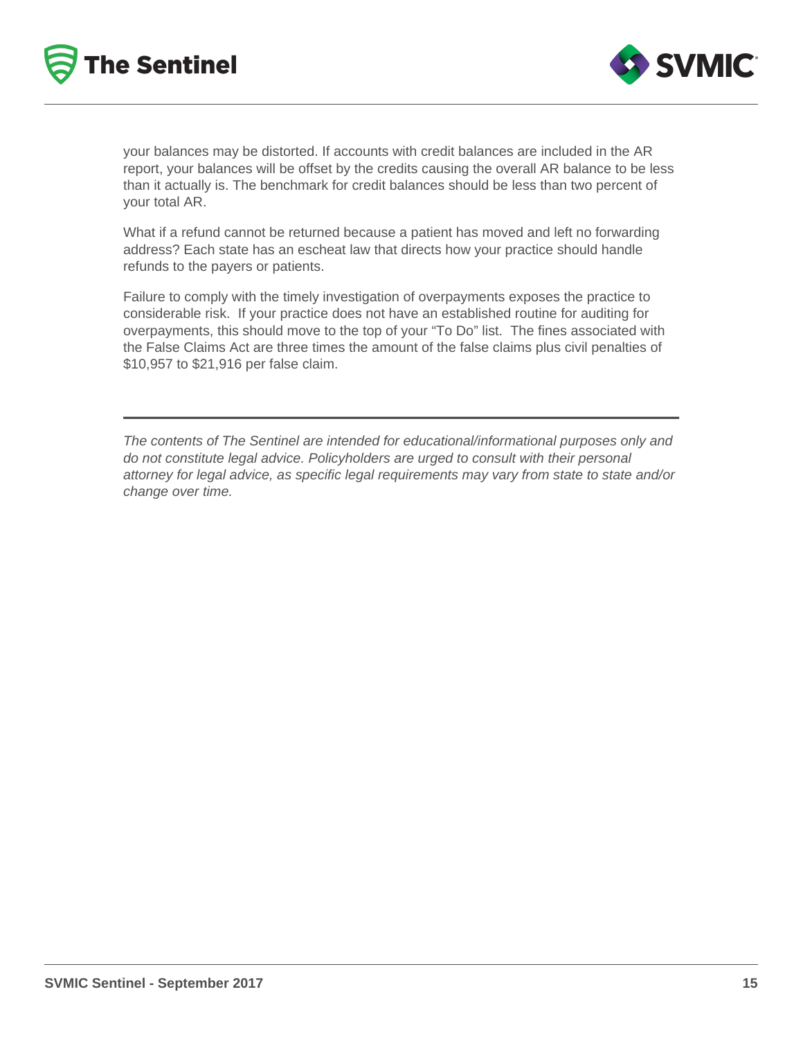your balances may be distorted. If accounts with credit balances are included in the AR report, your balances will be offset by the credits causing the overall AR balance to be less than it actually is. The benchmark for credit balances should be less than two percent of your total AR.

What if a refund cannot be returned because a patient has moved and left no forwarding address? Each state has an escheat law that directs how your practice should handle refunds to the payers or patients.

Failure to comply with the timely investigation of overpayments exposes the practice to considerable risk. If your practice does not have an established routine for auditing for overpayments, this should move to the top of your "To Do" list. The fines associated with the False Claims Act are three times the amount of the false claims plus civil penalties of $10,957 to $21,916 per false claim.

---

*The contents of The Sentinel are intended for educational/informational purposes only and do not constitute legal advice. Policyholders are urged to consult with their personal attorney for legal advice, as specific legal requirements may vary from state to state and/or change over time.*